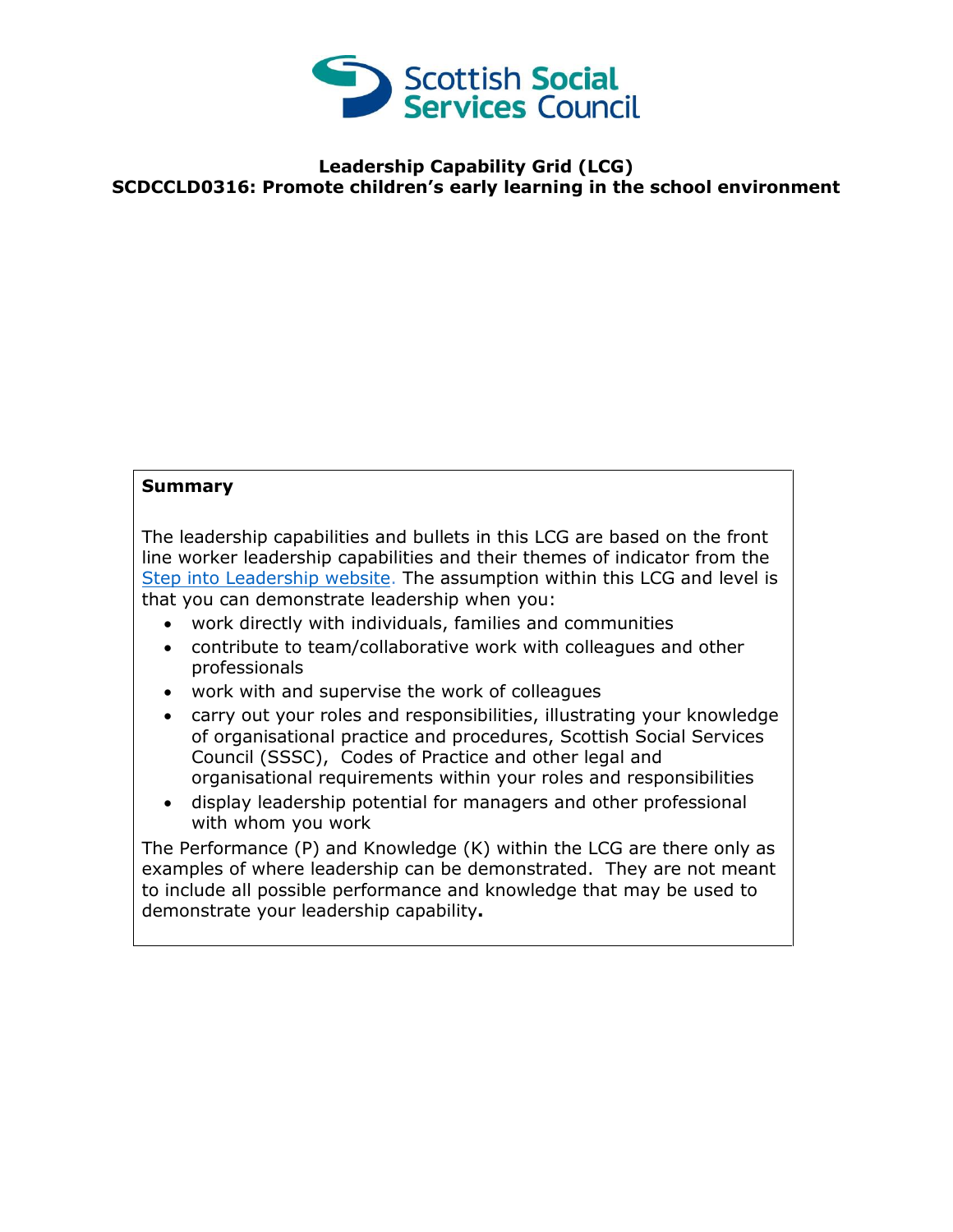Scottish Social Services Council

# Leadership Capability Grid (LCG)
# SCDCCLD0316: Promote children's early learning in the school environment

**Summary**

The leadership capabilities and bullets in this LCG are based on the front line worker leadership capabilities and their themes of indicator from the [Step into Leadership website.](#) The assumption within this LCG and level is that you can demonstrate leadership when you:

- work directly with individuals, families and communities
- contribute to team/collaborative work with colleagues and other professionals
- work with and supervise the work of colleagues
- carry out your roles and responsibilities, illustrating your knowledge of organisational practice and procedures, Scottish Social Services Council (SSSC), Codes of Practice and other legal and organisational requirements within your roles and responsibilities
- display leadership potential for managers and other professional with whom you work

The Performance (P) and Knowledge (K) within the LCG are there only as examples of where leadership can be demonstrated. They are not meant to include all possible performance and knowledge that may be used to demonstrate your leadership capability**.**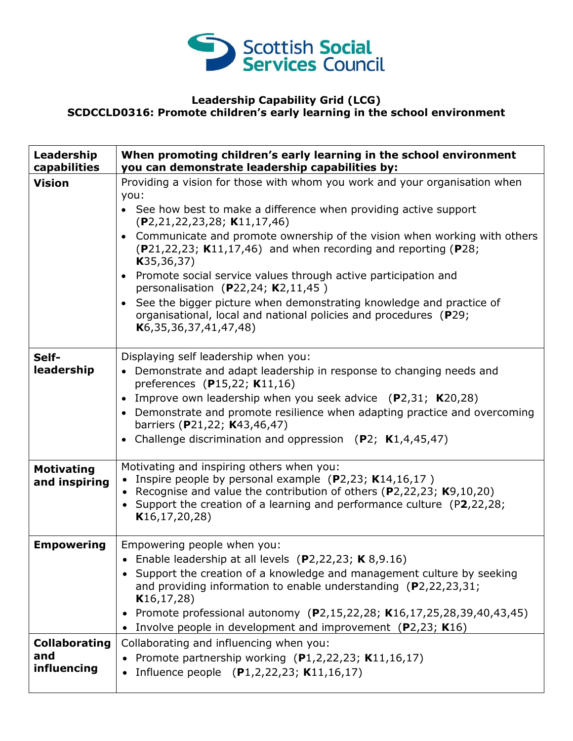**Leadership Capability Grid (LCG)**
**SCDCCLD0316: Promote children's early learning in the school environment**

| Leadership capabilities | When promoting children's early learning in the school environment you can demonstrate leadership capabilities by: |
|---|---|
| **Vision** | Providing a vision for those with whom you work and your organisation when you:<br>• See how best to make a difference when providing active support (**P**2,21,22,23,28; **K**11,17,46)<br>• Communicate and promote ownership of the vision when working with others (**P**21,22,23; **K**11,17,46) and when recording and reporting (**P**28; **K**35,36,37)<br>• Promote social service values through active participation and personalisation (**P**22,24; **K**2,11,45 )<br>• See the bigger picture when demonstrating knowledge and practice of organisational, local and national policies and procedures (**P**29; **K**6,35,36,37,41,47,48) |
| **Self-leadership** | Displaying self leadership when you:<br>• Demonstrate and adapt leadership in response to changing needs and preferences (**P**15,22; **K**11,16)<br>• Improve own leadership when you seek advice (**P**2,31; **K**20,28)<br>• Demonstrate and promote resilience when adapting practice and overcoming barriers (**P**21,22; **K**43,46,47)<br>• Challenge discrimination and oppression (**P**2; **K**1,4,45,47) |
| **Motivating and inspiring** | Motivating and inspiring others when you:<br>• Inspire people by personal example (**P**2,23; **K**14,16,17 )<br>• Recognise and value the contribution of others (**P**2,22,23; **K**9,10,20)<br>• Support the creation of a learning and performance culture (P**2**,22,28; **K**16,17,20,28) |
| **Empowering** | Empowering people when you:<br>• Enable leadership at all levels (**P**2,22,23; **K** 8,9.16)<br>• Support the creation of a knowledge and management culture by seeking and providing information to enable understanding (**P**2,22,23,31; **K**16,17,28)<br>• Promote professional autonomy (**P**2,15,22,28; **K**16,17,25,28,39,40,43,45)<br>• Involve people in development and improvement (**P**2,23; **K**16) |
| **Collaborating and influencing** | Collaborating and influencing when you:<br>• Promote partnership working (**P**1,2,22,23; **K**11,16,17)<br>• Influence people (**P**1,2,22,23; **K**11,16,17) |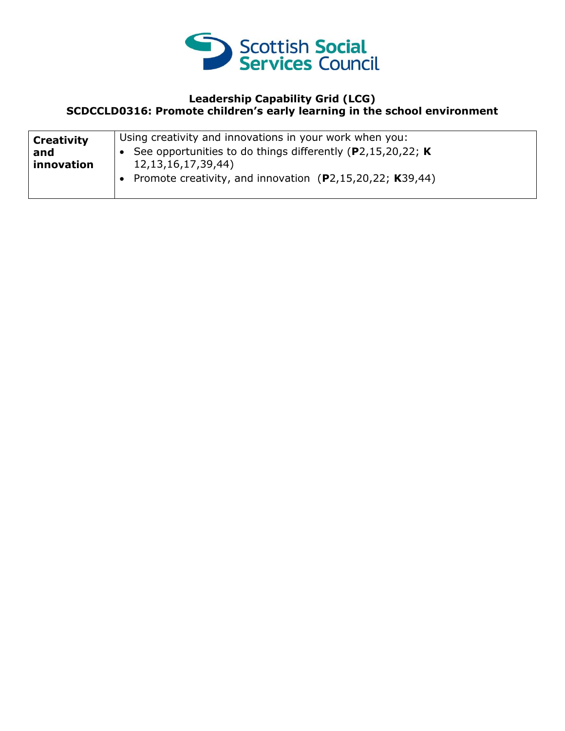**Leadership Capability Grid (LCG)**
**SCDCCLD0316: Promote children's early learning in the school environment**

| | |
|---|---|
| **Creativity and innovation** | Using creativity and innovations in your work when you:<br>• See opportunities to do things differently (**P**2,15,20,22; **K** 12,13,16,17,39,44)<br>• Promote creativity, and innovation (**P**2,15,20,22; **K**39,44) |